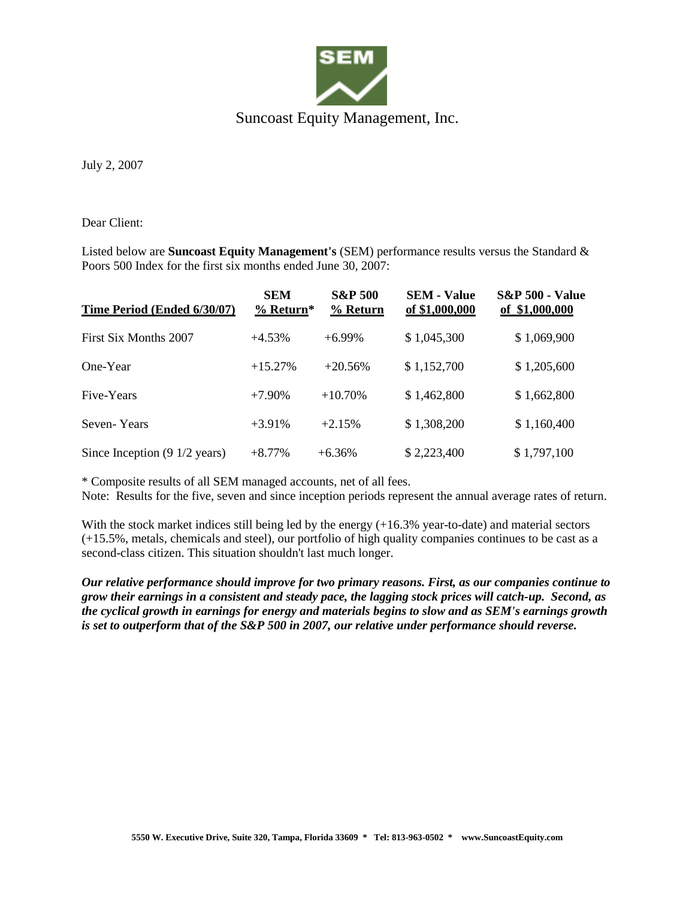# Suncoast Equity Management, Inc.

July 2, 2007

Dear Client:

Listed below are **Suncoast Equity Management's** (SEM) performance results versus the Standard & Poors 500 Index for the first six months ended June 30, 2007:

| Time Period (Ended 6/30/07) | SEM % Return* | S&P 500 % Return | SEM - Value of $1,000,000 | S&P 500 - Value of $1,000,000 |
|---|---|---|---|---|
| First Six Months 2007 | +4.53% | +6.99% | $ 1,045,300 | $ 1,069,900 |
| One-Year | +15.27% | +20.56% | $ 1,152,700 | $ 1,205,600 |
| Five-Years | +7.90% | +10.70% | $ 1,462,800 | $ 1,662,800 |
| Seven- Years | +3.91% | +2.15% | $ 1,308,200 | $ 1,160,400 |
| Since Inception (9 1/2 years) | +8.77% | +6.36% | $ 2,223,400 | $ 1,797,100 |

\* Composite results of all SEM managed accounts, net of all fees.
Note: Results for the five, seven and since inception periods represent the annual average rates of return.

With the stock market indices still being led by the energy (+16.3% year-to-date) and material sectors (+15.5%, metals, chemicals and steel), our portfolio of high quality companies continues to be cast as a second-class citizen. This situation shouldn't last much longer.

***Our relative performance should improve for two primary reasons. First, as our companies continue to grow their earnings in a consistent and steady pace, the lagging stock prices will catch-up. Second, as the cyclical growth in earnings for energy and materials begins to slow and as SEM's earnings growth is set to outperform that of the S&P 500 in 2007, our relative under performance should reverse.***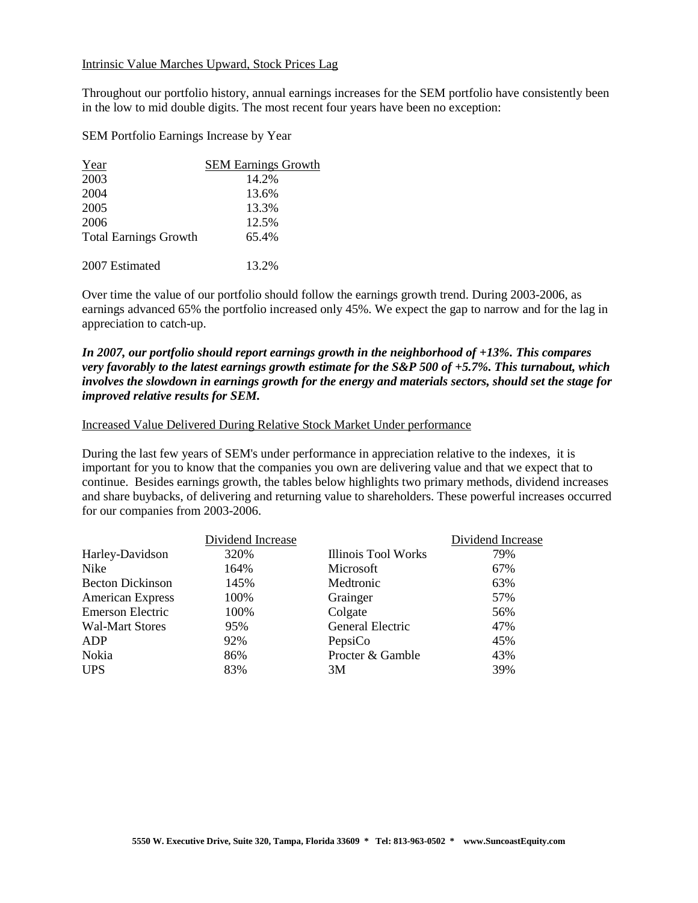## Intrinsic Value Marches Upward, Stock Prices Lag

Throughout our portfolio history, annual earnings increases for the SEM portfolio have consistently been in the low to mid double digits. The most recent four years have been no exception:

SEM Portfolio Earnings Increase by Year

| Year | SEM Earnings Growth |
|---|---|
| 2003 | 14.2% |
| 2004 | 13.6% |
| 2005 | 13.3% |
| 2006 | 12.5% |
| Total Earnings Growth | 65.4% |
| 2007 Estimated | 13.2% |

Over time the value of our portfolio should follow the earnings growth trend. During 2003-2006, as earnings advanced 65% the portfolio increased only 45%. We expect the gap to narrow and for the lag in appreciation to catch-up.

***In 2007, our portfolio should report earnings growth in the neighborhood of +13%. This compares very favorably to the latest earnings growth estimate for the S&P 500 of +5.7%. This turnabout, which involves the slowdown in earnings growth for the energy and materials sectors, should set the stage for improved relative results for SEM.***

## Increased Value Delivered During Relative Stock Market Under performance

During the last few years of SEM's under performance in appreciation relative to the indexes, it is important for you to know that the companies you own are delivering value and that we expect that to continue. Besides earnings growth, the tables below highlights two primary methods, dividend increases and share buybacks, of delivering and returning value to shareholders. These powerful increases occurred for our companies from 2003-2006.

| | Dividend Increase | | Dividend Increase |
|---|---|---|---|
| Harley-Davidson | 320% | Illinois Tool Works | 79% |
| Nike | 164% | Microsoft | 67% |
| Becton Dickinson | 145% | Medtronic | 63% |
| American Express | 100% | Grainger | 57% |
| Emerson Electric | 100% | Colgate | 56% |
| Wal-Mart Stores | 95% | General Electric | 47% |
| ADP | 92% | PepsiCo | 45% |
| Nokia | 86% | Procter & Gamble | 43% |
| UPS | 83% | 3M | 39% |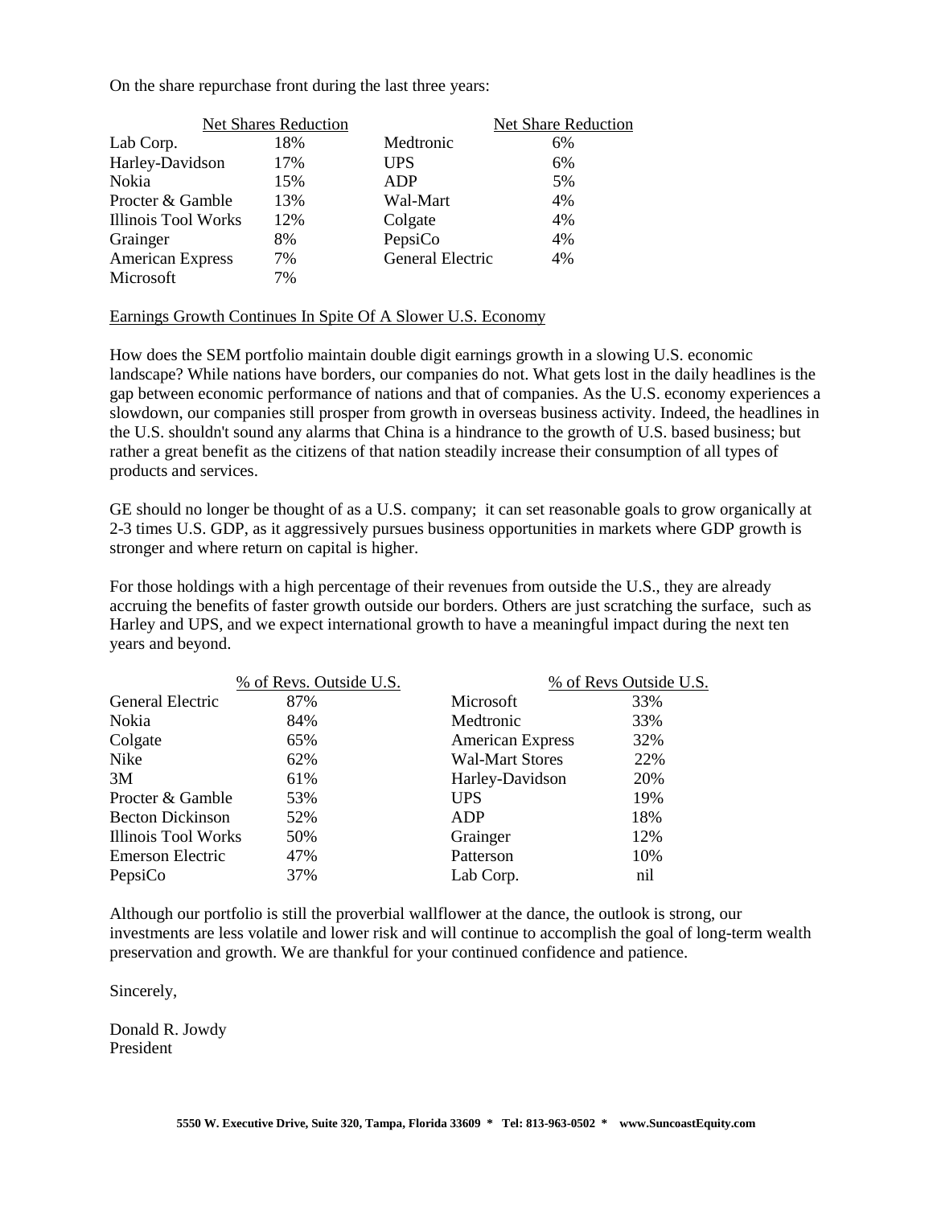On the share repurchase front during the last three years:

| | Net Shares Reduction | | Net Share Reduction |
|---|---|---|---|
| Lab Corp. | 18% | Medtronic | 6% |
| Harley-Davidson | 17% | UPS | 6% |
| Nokia | 15% | ADP | 5% |
| Procter & Gamble | 13% | Wal-Mart | 4% |
| Illinois Tool Works | 12% | Colgate | 4% |
| Grainger | 8% | PepsiCo | 4% |
| American Express | 7% | General Electric | 4% |
| Microsoft | 7% | | |

## Earnings Growth Continues In Spite Of A Slower U.S. Economy

How does the SEM portfolio maintain double digit earnings growth in a slowing U.S. economic landscape? While nations have borders, our companies do not. What gets lost in the daily headlines is the gap between economic performance of nations and that of companies. As the U.S. economy experiences a slowdown, our companies still prosper from growth in overseas business activity. Indeed, the headlines in the U.S. shouldn't sound any alarms that China is a hindrance to the growth of U.S. based business; but rather a great benefit as the citizens of that nation steadily increase their consumption of all types of products and services.

GE should no longer be thought of as a U.S. company; it can set reasonable goals to grow organically at 2-3 times U.S. GDP, as it aggressively pursues business opportunities in markets where GDP growth is stronger and where return on capital is higher.

For those holdings with a high percentage of their revenues from outside the U.S., they are already accruing the benefits of faster growth outside our borders. Others are just scratching the surface, such as Harley and UPS, and we expect international growth to have a meaningful impact during the next ten years and beyond.

| | % of Revs. Outside U.S. | | % of Revs Outside U.S. |
|---|---|---|---|
| General Electric | 87% | Microsoft | 33% |
| Nokia | 84% | Medtronic | 33% |
| Colgate | 65% | American Express | 32% |
| Nike | 62% | Wal-Mart Stores | 22% |
| 3M | 61% | Harley-Davidson | 20% |
| Procter & Gamble | 53% | UPS | 19% |
| Becton Dickinson | 52% | ADP | 18% |
| Illinois Tool Works | 50% | Grainger | 12% |
| Emerson Electric | 47% | Patterson | 10% |
| PepsiCo | 37% | Lab Corp. | nil |

Although our portfolio is still the proverbial wallflower at the dance, the outlook is strong, our investments are less volatile and lower risk and will continue to accomplish the goal of long-term wealth preservation and growth. We are thankful for your continued confidence and patience.

Sincerely,

Donald R. Jowdy
President

**5550 W. Executive Drive, Suite 320, Tampa, Florida 33609 * Tel: 813-963-0502 * www.SuncoastEquity.com**